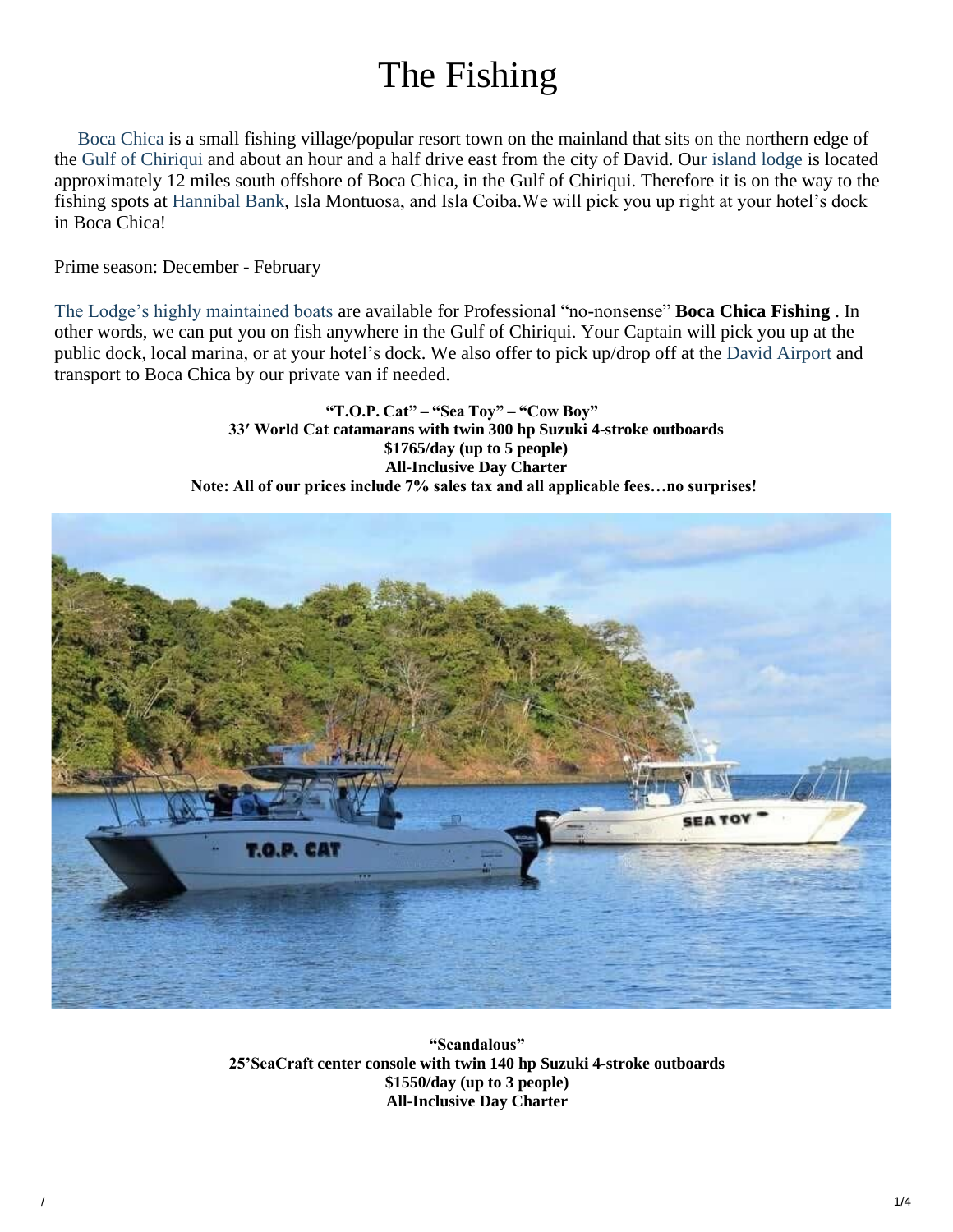# The Fishing

Boca Chica is a small fishing village/popular resort town on the mainland that sits on the northern edge of the Gulf of Chiriqui and about an hour and a half drive east from the city of David. Our island lodge is located approximately 12 miles south offshore of Boca Chica, in the Gulf of Chiriqui. Therefore it is on the way to the fishing spots at Hannibal Bank, Isla Montuosa, and Isla Coiba.We will pick you up right at your hotel's dock in Boca Chica!

Prime season: December - February

The Lodge's highly maintained boats are available for Professional "no-nonsense" **Boca Chica Fishing** . In other words, we can put you on fish anywhere in the Gulf of Chiriqui. Your Captain will pick you up at the public dock, local marina, or at your hotel's dock. We also offer to pick up/drop off at the David Airport and transport to Boca Chica by our private van if needed.

**"T.O.P. Cat" – "Sea Toy" – "Cow Boy"**
**33′ World Cat catamarans with twin 300 hp Suzuki 4-stroke outboards**
**$1765/day (up to 5 people)**
**All-Inclusive Day Charter**
**Note: All of our prices include 7% sales tax and all applicable fees…no surprises!**

**"Scandalous"**
**25'SeaCraft center console with twin 140 hp Suzuki 4-stroke outboards**
**$1550/day (up to 3 people)**
**All-Inclusive Day Charter**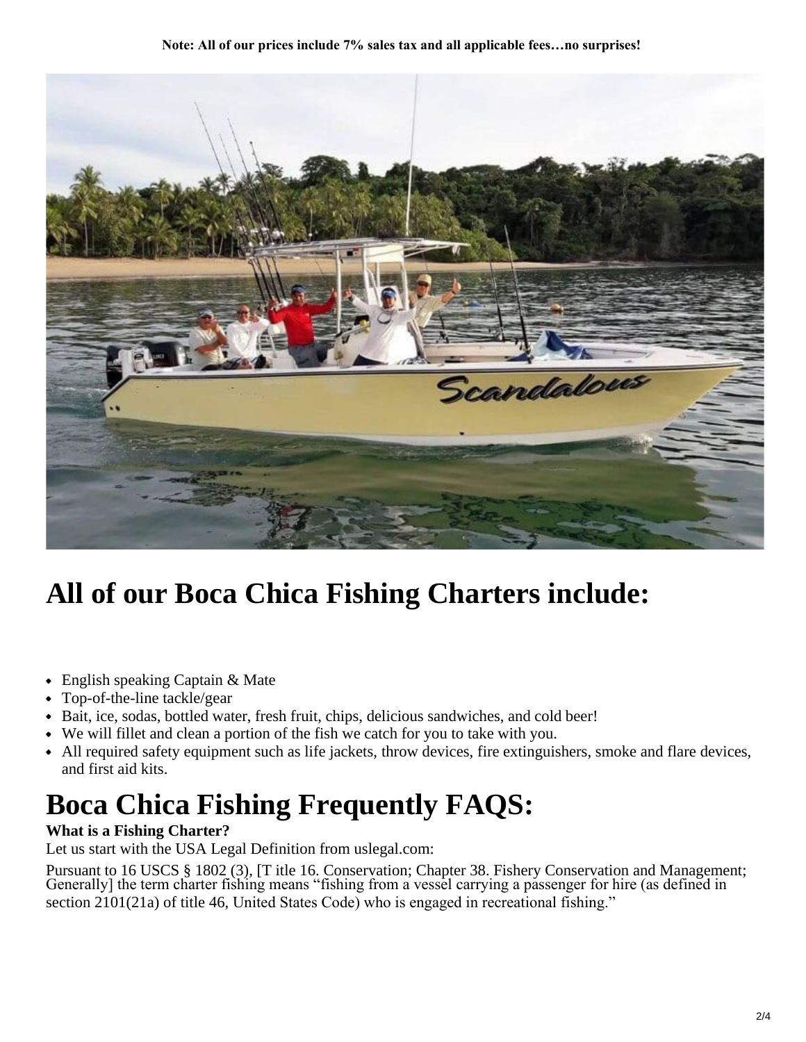**Note: All of our prices include 7% sales tax and all applicable fees…no surprises!**

# All of our Boca Chica Fishing Charters include:

- English speaking Captain & Mate
- Top-of-the-line tackle/gear
- Bait, ice, sodas, bottled water, fresh fruit, chips, delicious sandwiches, and cold beer!
- We will fillet and clean a portion of the fish we catch for you to take with you.
- All required safety equipment such as life jackets, throw devices, fire extinguishers, smoke and flare devices, and first aid kits.

# Boca Chica Fishing Frequently FAQS:

**What is a Fishing Charter?**

Let us start with the USA Legal Definition from uslegal.com:

Pursuant to 16 USCS § 1802 (3), [T itle 16. Conservation; Chapter 38. Fishery Conservation and Management; Generally] the term charter fishing means "fishing from a vessel carrying a passenger for hire (as defined in section 2101(21a) of title 46, United States Code) who is engaged in recreational fishing."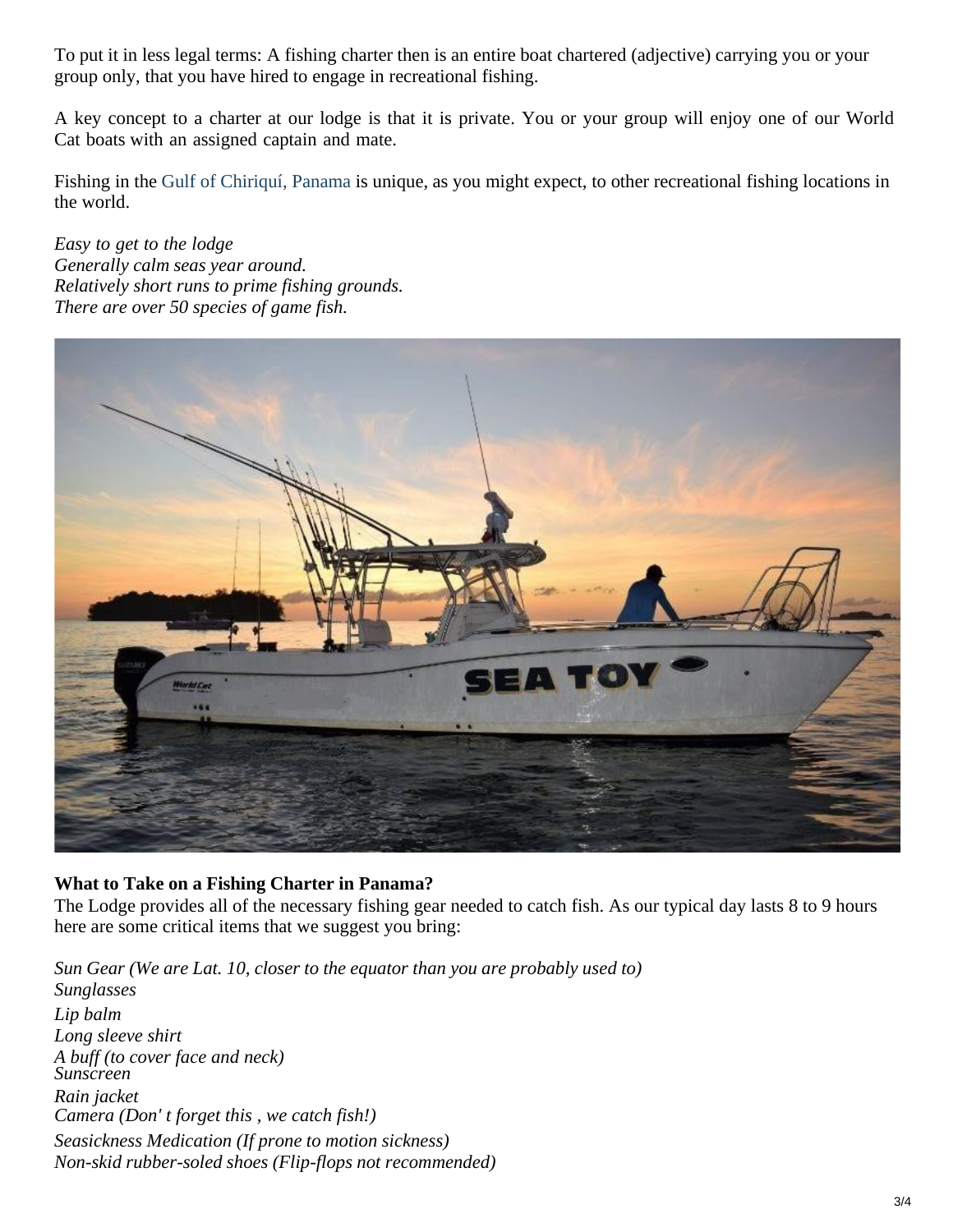To put it in less legal terms: A fishing charter then is an entire boat chartered (adjective) carrying you or your group only, that you have hired to engage in recreational fishing.

A key concept to a charter at our lodge is that it is private. You or your group will enjoy one of our World Cat boats with an assigned captain and mate.

Fishing in the Gulf of Chiriquí, Panama is unique, as you might expect, to other recreational fishing locations in the world.

*Easy to get to the lodge*
*Generally calm seas year around.*
*Relatively short runs to prime fishing grounds.*
*There are over 50 species of game fish.*

**What to Take on a Fishing Charter in Panama?**

The Lodge provides all of the necessary fishing gear needed to catch fish. As our typical day lasts 8 to 9 hours here are some critical items that we suggest you bring:

*Sun Gear (We are Lat. 10, closer to the equator than you are probably used to)*
*Sunglasses*
*Lip balm*
*Long sleeve shirt*
*A buff (to cover face and neck)*
*Sunscreen*
*Rain jacket*
*Camera (Don' t forget this , we catch fish!)*
*Seasickness Medication (If prone to motion sickness)*
*Non-skid rubber-soled shoes (Flip-flops not recommended)*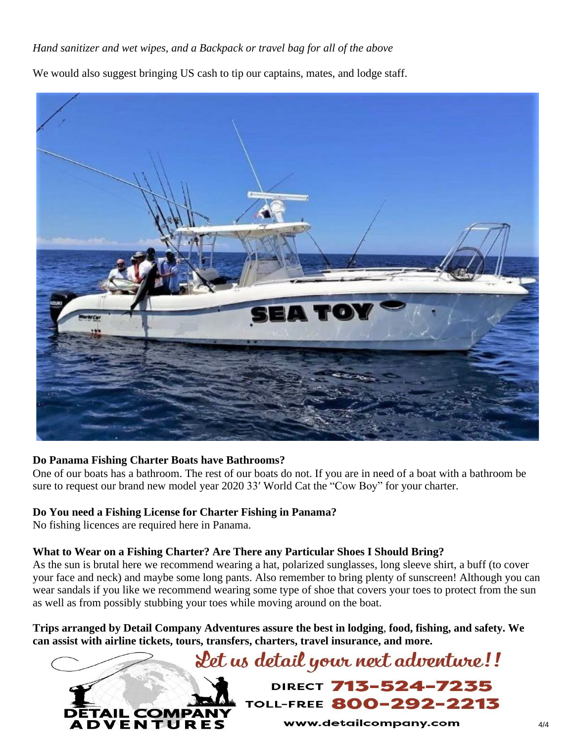*Hand sanitizer and wet wipes, and a Backpack or travel bag for all of the above*

We would also suggest bringing US cash to tip our captains, mates, and lodge staff.

**Do Panama Fishing Charter Boats have Bathrooms?**

One of our boats has a bathroom. The rest of our boats do not. If you are in need of a boat with a bathroom be sure to request our brand new model year 2020 33′ World Cat the "Cow Boy" for your charter.

**Do You need a Fishing License for Charter Fishing in Panama?**

No fishing licences are required here in Panama.

**What to Wear on a Fishing Charter? Are There any Particular Shoes I Should Bring?**

As the sun is brutal here we recommend wearing a hat, polarized sunglasses, long sleeve shirt, a buff (to cover your face and neck) and maybe some long pants. Also remember to bring plenty of sunscreen! Although you can wear sandals if you like we recommend wearing some type of shoe that covers your toes to protect from the sun as well as from possibly stubbing your toes while moving around on the boat.

**Trips arranged by Detail Company Adventures assure the best in lodging, food, fishing, and safety. We can assist with airline tickets, tours, transfers, charters, travel insurance, and more.**

Let us detail your next adventure!!

DETAIL COMPANY ADVENTURES

DIRECT 713-524-7235

TOLL-FREE 800-292-2213

www.detailcompany.com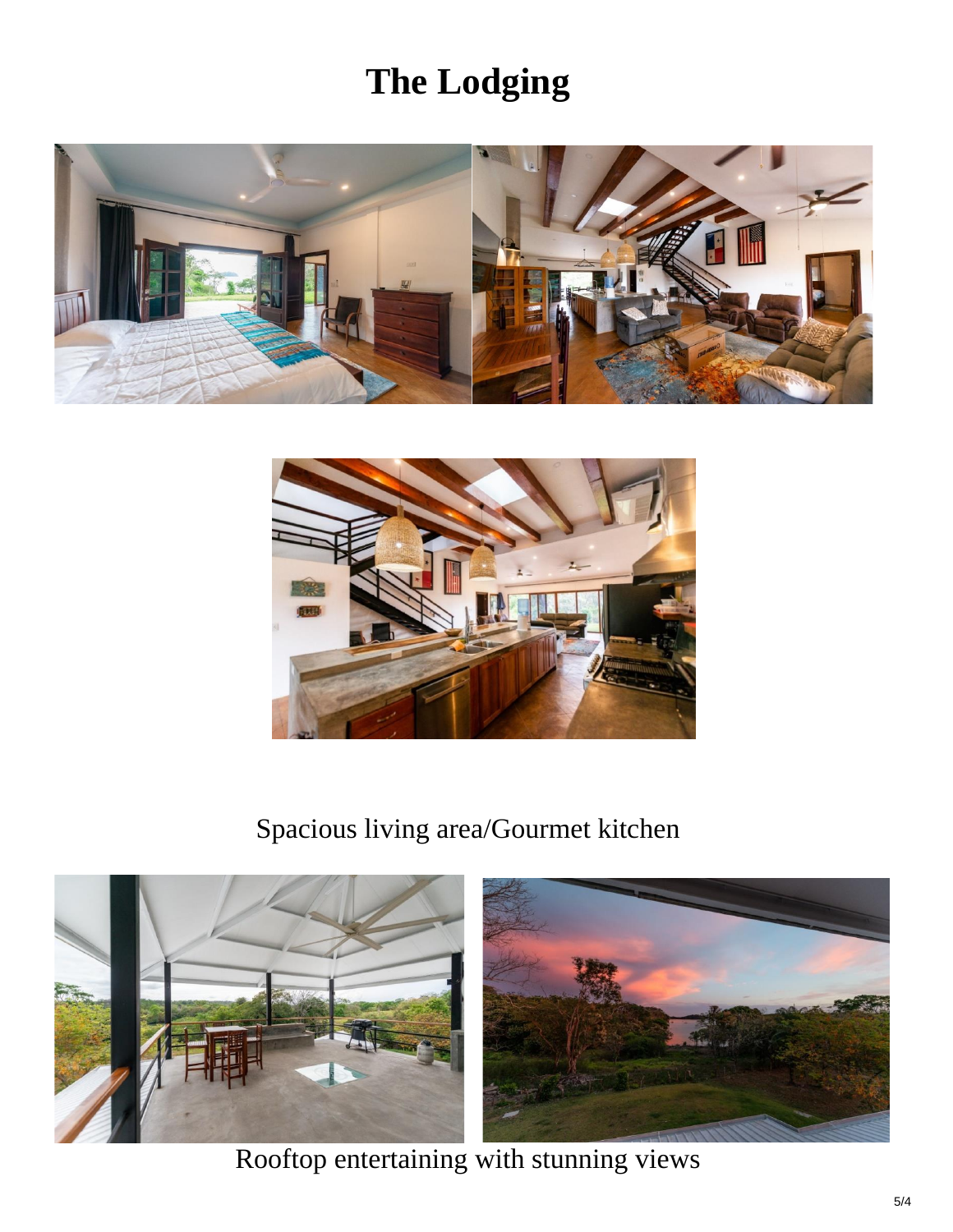# The Lodging

Spacious living area/Gourmet kitchen

Rooftop entertaining with stunning views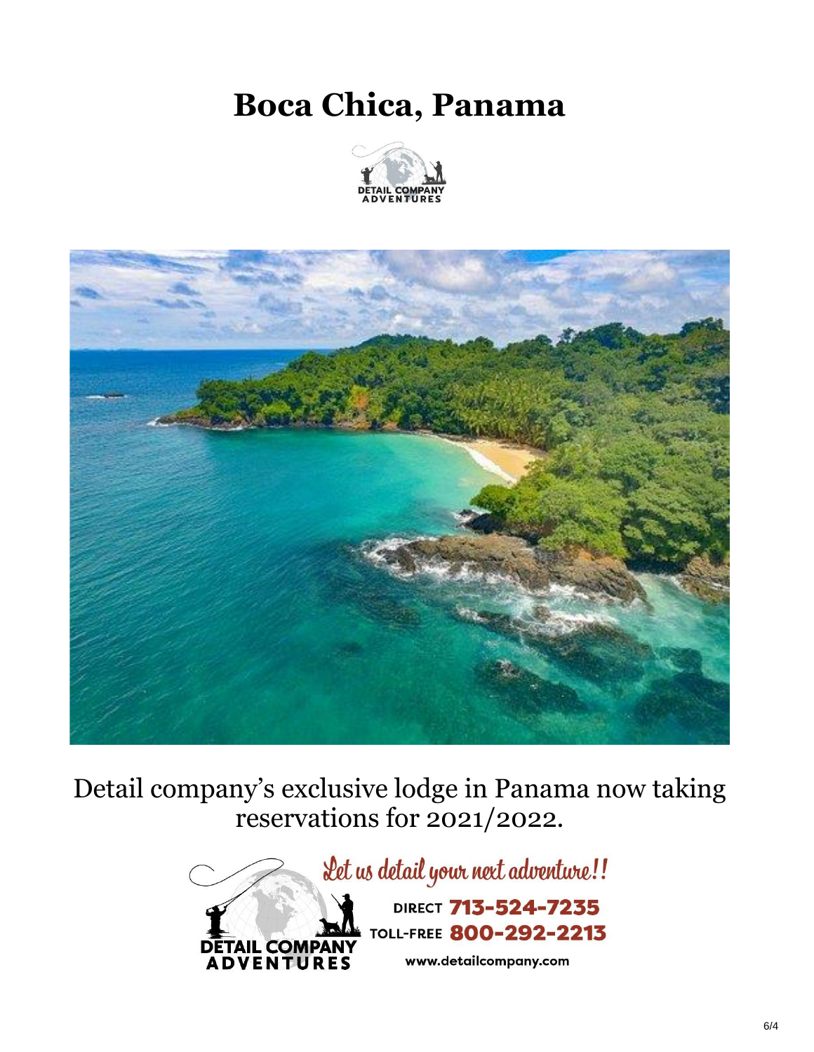# Boca Chica, Panama

Detail company's exclusive lodge in Panama now taking reservations for 2021/2022.

Let us detail your next adventure!!

DIRECT 713-524-7235

TOLL-FREE 800-292-2213

www.detailcompany.com